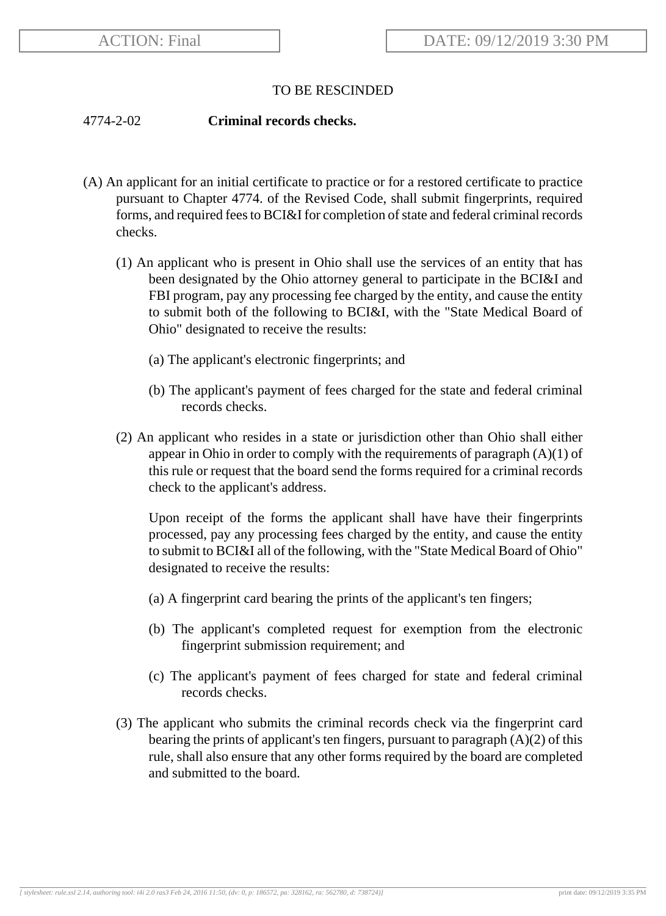ACTION: Final | DATE: 09/12/2019 3:30 PM

TO BE RESCINDED

4774-2-02 **Criminal records checks.**

(A) An applicant for an initial certificate to practice or for a restored certificate to practice pursuant to Chapter 4774. of the Revised Code, shall submit fingerprints, required forms, and required fees to BCI&I for completion of state and federal criminal records checks.

(1) An applicant who is present in Ohio shall use the services of an entity that has been designated by the Ohio attorney general to participate in the BCI&I and FBI program, pay any processing fee charged by the entity, and cause the entity to submit both of the following to BCI&I, with the "State Medical Board of Ohio" designated to receive the results:

(a) The applicant's electronic fingerprints; and

(b) The applicant's payment of fees charged for the state and federal criminal records checks.

(2) An applicant who resides in a state or jurisdiction other than Ohio shall either appear in Ohio in order to comply with the requirements of paragraph (A)(1) of this rule or request that the board send the forms required for a criminal records check to the applicant's address.

Upon receipt of the forms the applicant shall have have their fingerprints processed, pay any processing fees charged by the entity, and cause the entity to submit to BCI&I all of the following, with the "State Medical Board of Ohio" designated to receive the results:

(a) A fingerprint card bearing the prints of the applicant's ten fingers;

(b) The applicant's completed request for exemption from the electronic fingerprint submission requirement; and

(c) The applicant's payment of fees charged for state and federal criminal records checks.

(3) The applicant who submits the criminal records check via the fingerprint card bearing the prints of applicant's ten fingers, pursuant to paragraph (A)(2) of this rule, shall also ensure that any other forms required by the board are completed and submitted to the board.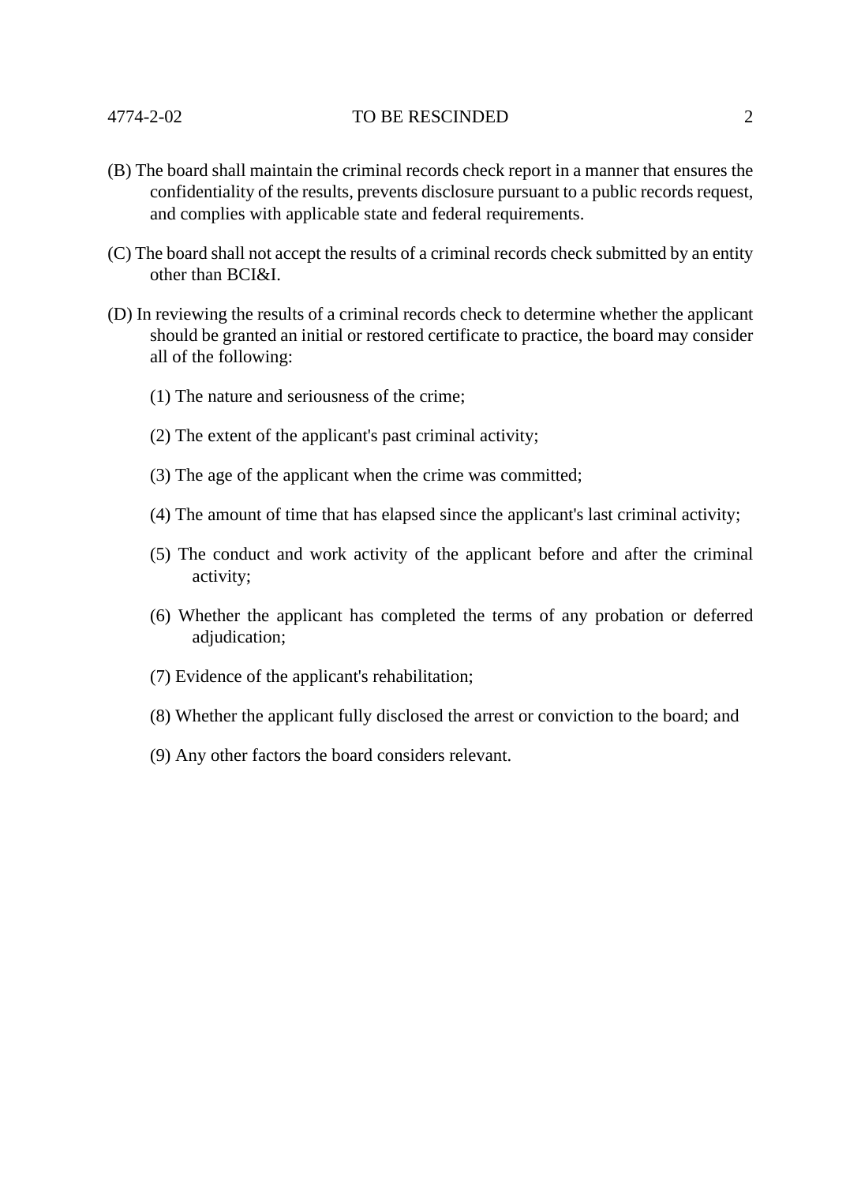(B) The board shall maintain the criminal records check report in a manner that ensures the confidentiality of the results, prevents disclosure pursuant to a public records request, and complies with applicable state and federal requirements.

(C) The board shall not accept the results of a criminal records check submitted by an entity other than BCI&I.

(D) In reviewing the results of a criminal records check to determine whether the applicant should be granted an initial or restored certificate to practice, the board may consider all of the following:

(1) The nature and seriousness of the crime;

(2) The extent of the applicant's past criminal activity;

(3) The age of the applicant when the crime was committed;

(4) The amount of time that has elapsed since the applicant's last criminal activity;

(5) The conduct and work activity of the applicant before and after the criminal activity;

(6) Whether the applicant has completed the terms of any probation or deferred adjudication;

(7) Evidence of the applicant's rehabilitation;

(8) Whether the applicant fully disclosed the arrest or conviction to the board; and

(9) Any other factors the board considers relevant.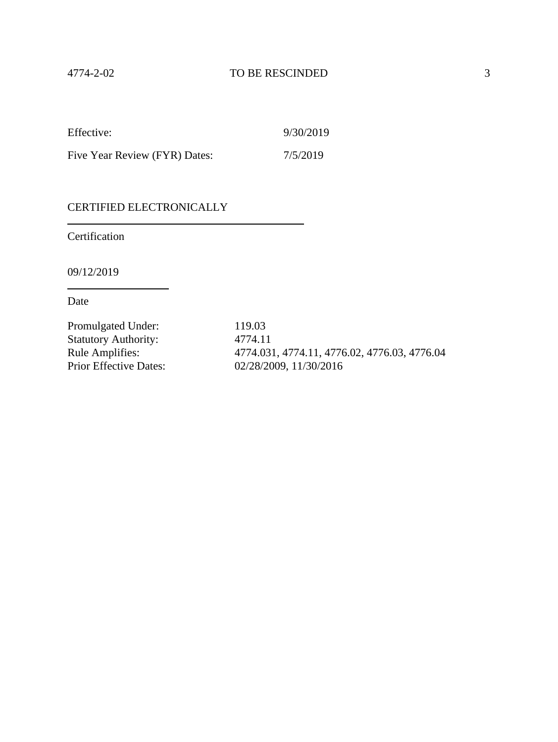Effective: 9/30/2019

Five Year Review (FYR) Dates: 7/5/2019

CERTIFIED ELECTRONICALLY

Certification

09/12/2019

Date

| | |
|---|---|
| Promulgated Under: | 119.03 |
| Statutory Authority: | 4774.11 |
| Rule Amplifies: | 4774.031, 4774.11, 4776.02, 4776.03, 4776.04 |
| Prior Effective Dates: | 02/28/2009, 11/30/2016 |